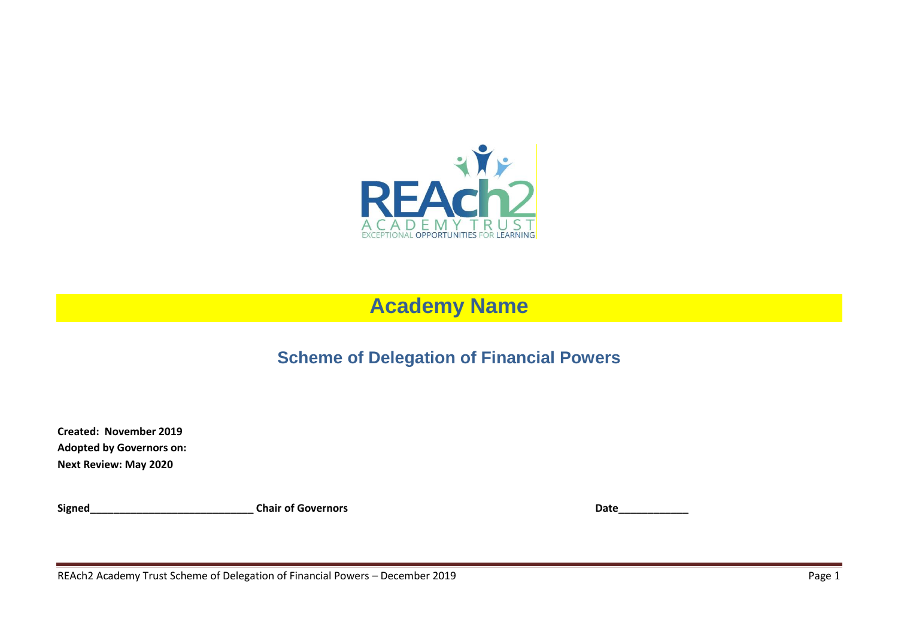# Academy Name

## Scheme of Delegation of Financial Powers

**Created: November 2019**
**Adopted by Governors on:**
**Next Review: May 2020**

**Signed**\_\_\_\_\_\_\_\_\_\_\_\_\_\_\_\_\_\_\_\_\_\_\_\_\_\_\_\_ **Chair of Governors** **Date**\_\_\_\_\_\_\_\_\_\_\_\_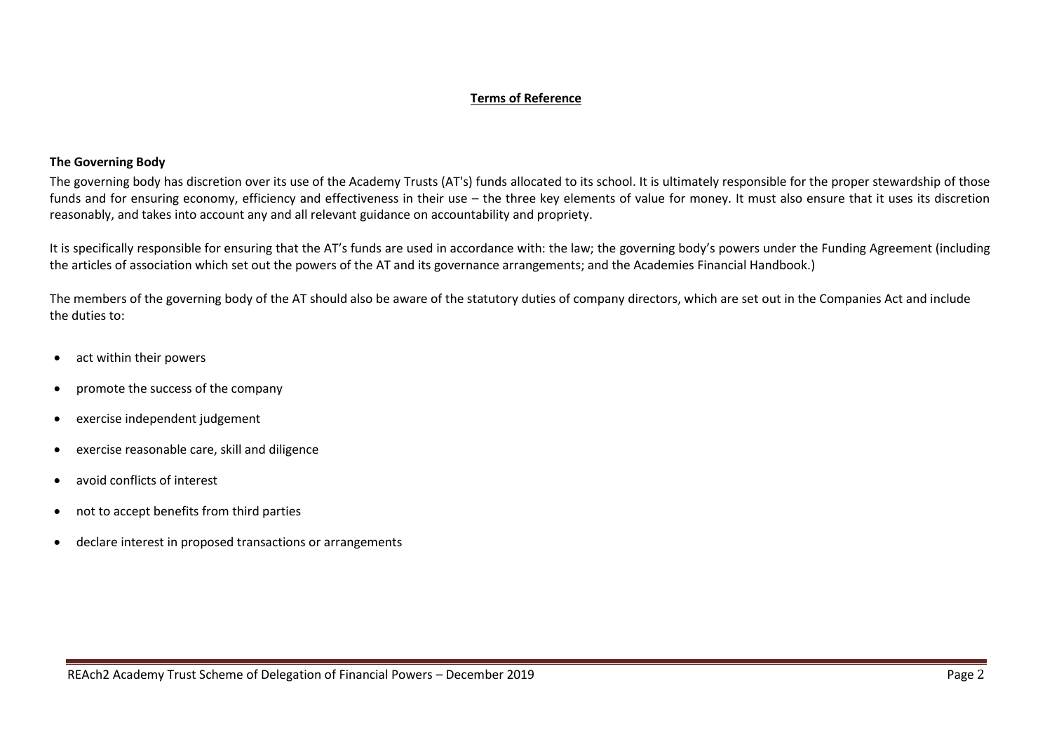## **Terms of Reference**

### The Governing Body

The governing body has discretion over its use of the Academy Trusts (AT's) funds allocated to its school. It is ultimately responsible for the proper stewardship of those funds and for ensuring economy, efficiency and effectiveness in their use – the three key elements of value for money. It must also ensure that it uses its discretion reasonably, and takes into account any and all relevant guidance on accountability and propriety.

It is specifically responsible for ensuring that the AT's funds are used in accordance with: the law; the governing body's powers under the Funding Agreement (including the articles of association which set out the powers of the AT and its governance arrangements; and the Academies Financial Handbook.)

The members of the governing body of the AT should also be aware of the statutory duties of company directors, which are set out in the Companies Act and include the duties to:

- act within their powers
- promote the success of the company
- exercise independent judgement
- exercise reasonable care, skill and diligence
- avoid conflicts of interest
- not to accept benefits from third parties
- declare interest in proposed transactions or arrangements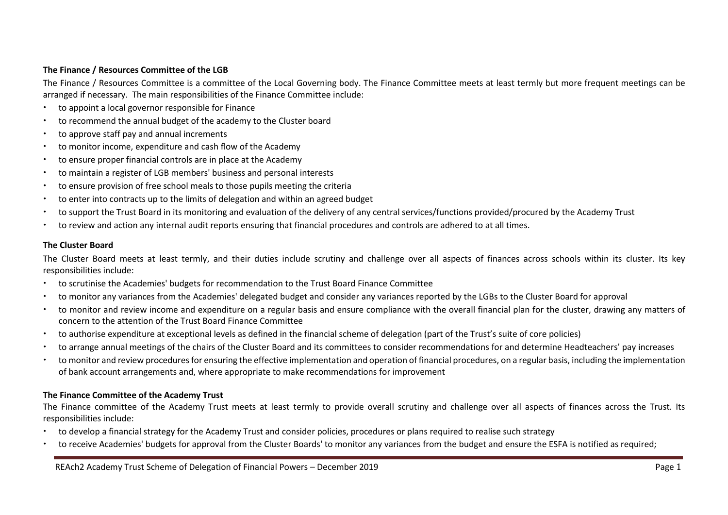**The Finance / Resources Committee of the LGB**

The Finance / Resources Committee is a committee of the Local Governing body. The Finance Committee meets at least termly but more frequent meetings can be arranged if necessary. The main responsibilities of the Finance Committee include:

- to appoint a local governor responsible for Finance
- to recommend the annual budget of the academy to the Cluster board
- to approve staff pay and annual increments
- to monitor income, expenditure and cash flow of the Academy
- to ensure proper financial controls are in place at the Academy
- to maintain a register of LGB members' business and personal interests
- to ensure provision of free school meals to those pupils meeting the criteria
- to enter into contracts up to the limits of delegation and within an agreed budget
- to support the Trust Board in its monitoring and evaluation of the delivery of any central services/functions provided/procured by the Academy Trust
- to review and action any internal audit reports ensuring that financial procedures and controls are adhered to at all times.

**The Cluster Board**

The Cluster Board meets at least termly, and their duties include scrutiny and challenge over all aspects of finances across schools within its cluster. Its key responsibilities include:

- to scrutinise the Academies' budgets for recommendation to the Trust Board Finance Committee
- to monitor any variances from the Academies' delegated budget and consider any variances reported by the LGBs to the Cluster Board for approval
- to monitor and review income and expenditure on a regular basis and ensure compliance with the overall financial plan for the cluster, drawing any matters of concern to the attention of the Trust Board Finance Committee
- to authorise expenditure at exceptional levels as defined in the financial scheme of delegation (part of the Trust's suite of core policies)
- to arrange annual meetings of the chairs of the Cluster Board and its committees to consider recommendations for and determine Headteachers' pay increases
- to monitor and review procedures for ensuring the effective implementation and operation of financial procedures, on a regular basis, including the implementation of bank account arrangements and, where appropriate to make recommendations for improvement

**The Finance Committee of the Academy Trust**

The Finance committee of the Academy Trust meets at least termly to provide overall scrutiny and challenge over all aspects of finances across the Trust. Its responsibilities include:

- to develop a financial strategy for the Academy Trust and consider policies, procedures or plans required to realise such strategy
- to receive Academies' budgets for approval from the Cluster Boards' to monitor any variances from the budget and ensure the ESFA is notified as required;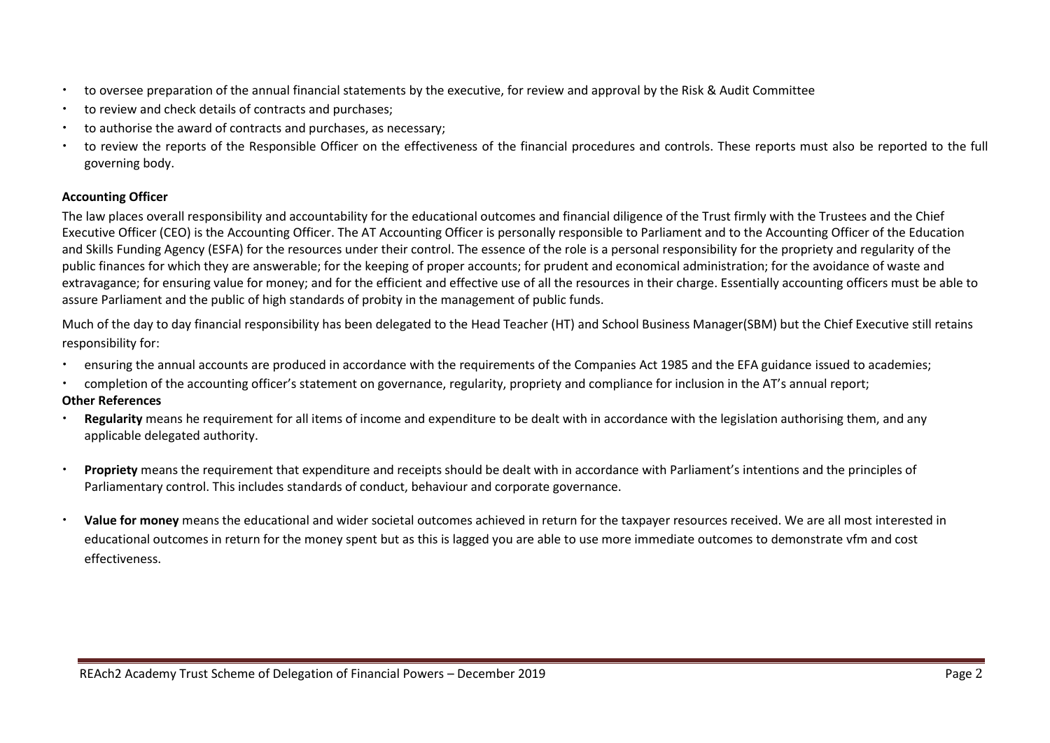- to oversee preparation of the annual financial statements by the executive, for review and approval by the Risk & Audit Committee
- to review and check details of contracts and purchases;
- to authorise the award of contracts and purchases, as necessary;
- to review the reports of the Responsible Officer on the effectiveness of the financial procedures and controls. These reports must also be reported to the full governing body.

**Accounting Officer**

The law places overall responsibility and accountability for the educational outcomes and financial diligence of the Trust firmly with the Trustees and the Chief Executive Officer (CEO) is the Accounting Officer. The AT Accounting Officer is personally responsible to Parliament and to the Accounting Officer of the Education and Skills Funding Agency (ESFA) for the resources under their control. The essence of the role is a personal responsibility for the propriety and regularity of the public finances for which they are answerable; for the keeping of proper accounts; for prudent and economical administration; for the avoidance of waste and extravagance; for ensuring value for money; and for the efficient and effective use of all the resources in their charge. Essentially accounting officers must be able to assure Parliament and the public of high standards of probity in the management of public funds.

Much of the day to day financial responsibility has been delegated to the Head Teacher (HT) and School Business Manager(SBM) but the Chief Executive still retains responsibility for:

- ensuring the annual accounts are produced in accordance with the requirements of the Companies Act 1985 and the EFA guidance issued to academies;
- completion of the accounting officer's statement on governance, regularity, propriety and compliance for inclusion in the AT's annual report;

**Other References**

- **Regularity** means he requirement for all items of income and expenditure to be dealt with in accordance with the legislation authorising them, and any applicable delegated authority.
- **Propriety** means the requirement that expenditure and receipts should be dealt with in accordance with Parliament's intentions and the principles of Parliamentary control. This includes standards of conduct, behaviour and corporate governance.
- **Value for money** means the educational and wider societal outcomes achieved in return for the taxpayer resources received. We are all most interested in educational outcomes in return for the money spent but as this is lagged you are able to use more immediate outcomes to demonstrate vfm and cost effectiveness.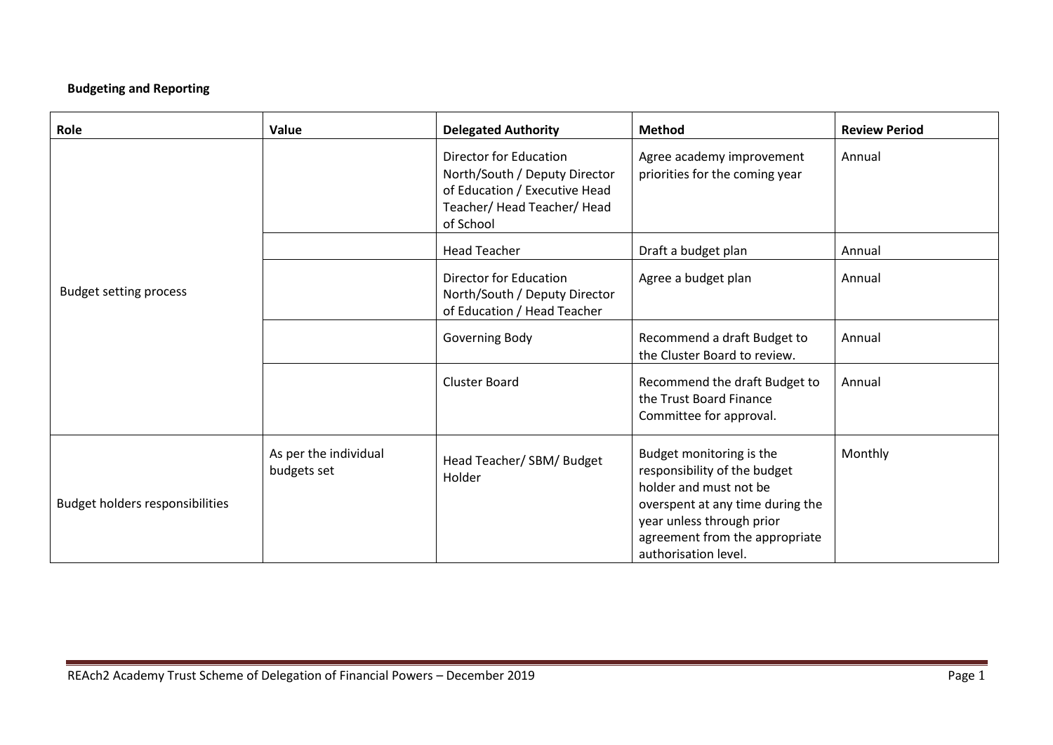**Budgeting and Reporting**

| Role | Value | Delegated Authority | Method | Review Period |
|---|---|---|---|---|
| Budget setting process | | Director for Education North/South / Deputy Director of Education / Executive Head Teacher/ Head Teacher/ Head of School | Agree academy improvement priorities for the coming year | Annual |
| | | Head Teacher | Draft a budget plan | Annual |
| | | Director for Education North/South / Deputy Director of Education / Head Teacher | Agree a budget plan | Annual |
| | | Governing Body | Recommend a draft Budget to the Cluster Board to review. | Annual |
| | | Cluster Board | Recommend the draft Budget to the Trust Board Finance Committee for approval. | Annual |
| Budget holders responsibilities | As per the individual budgets set | Head Teacher/ SBM/ Budget Holder | Budget monitoring is the responsibility of the budget holder and must not be overspent at any time during the year unless through prior agreement from the appropriate authorisation level. | Monthly |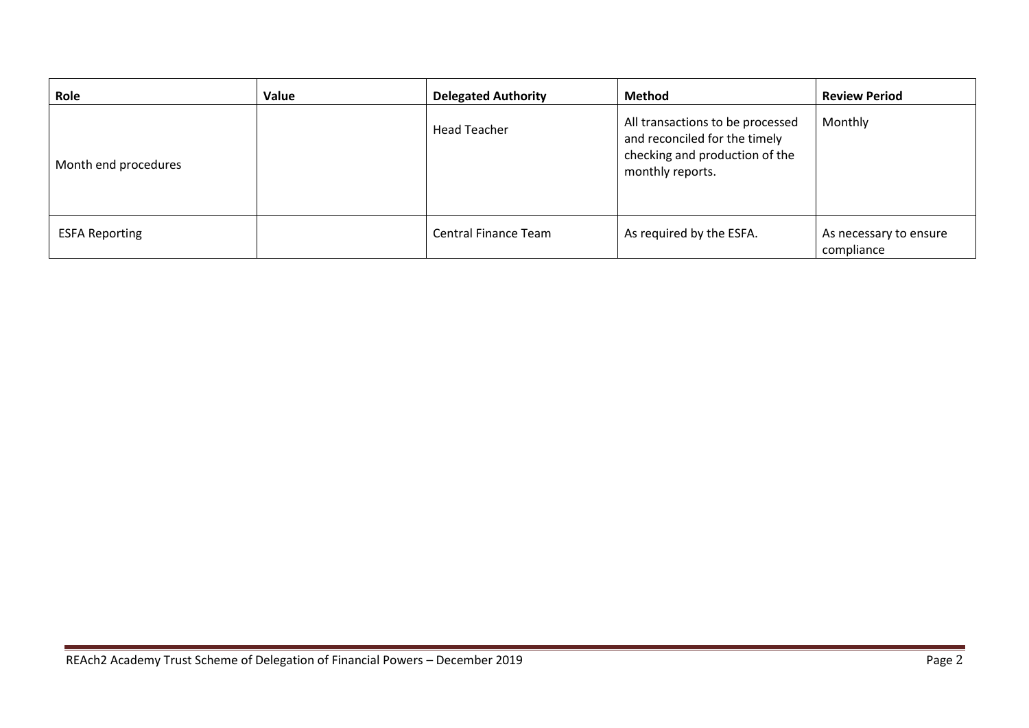| Role | Value | Delegated Authority | Method | Review Period |
|---|---|---|---|---|
| Month end procedures | | Head Teacher | All transactions to be processed and reconciled for the timely checking and production of the monthly reports. | Monthly |
| ESFA Reporting | | Central Finance Team | As required by the ESFA. | As necessary to ensure compliance |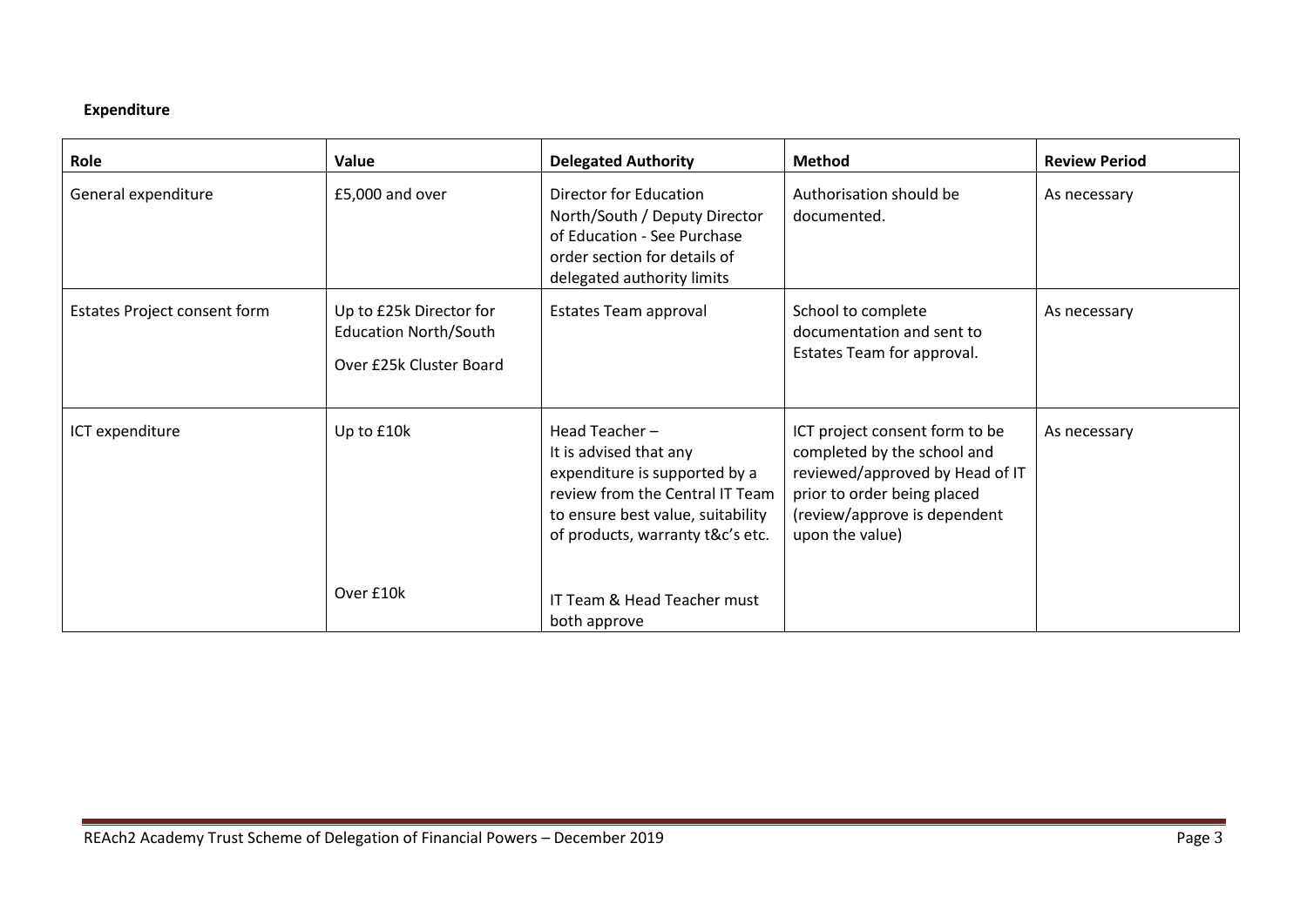**Expenditure**

| Role | Value | Delegated Authority | Method | Review Period |
|---|---|---|---|---|
| General expenditure | £5,000 and over | Director for Education North/South / Deputy Director of Education - See Purchase order section for details of delegated authority limits | Authorisation should be documented. | As necessary |
| Estates Project consent form | Up to £25k Director for Education North/South<br><br>Over £25k Cluster Board | Estates Team approval | School to complete documentation and sent to Estates Team for approval. | As necessary |
| ICT expenditure | Up to £10k<br><br>Over £10k | Head Teacher – It is advised that any expenditure is supported by a review from the Central IT Team to ensure best value, suitability of products, warranty t&c's etc.<br><br>IT Team & Head Teacher must both approve | ICT project consent form to be completed by the school and reviewed/approved by Head of IT prior to order being placed (review/approve is dependent upon the value) | As necessary |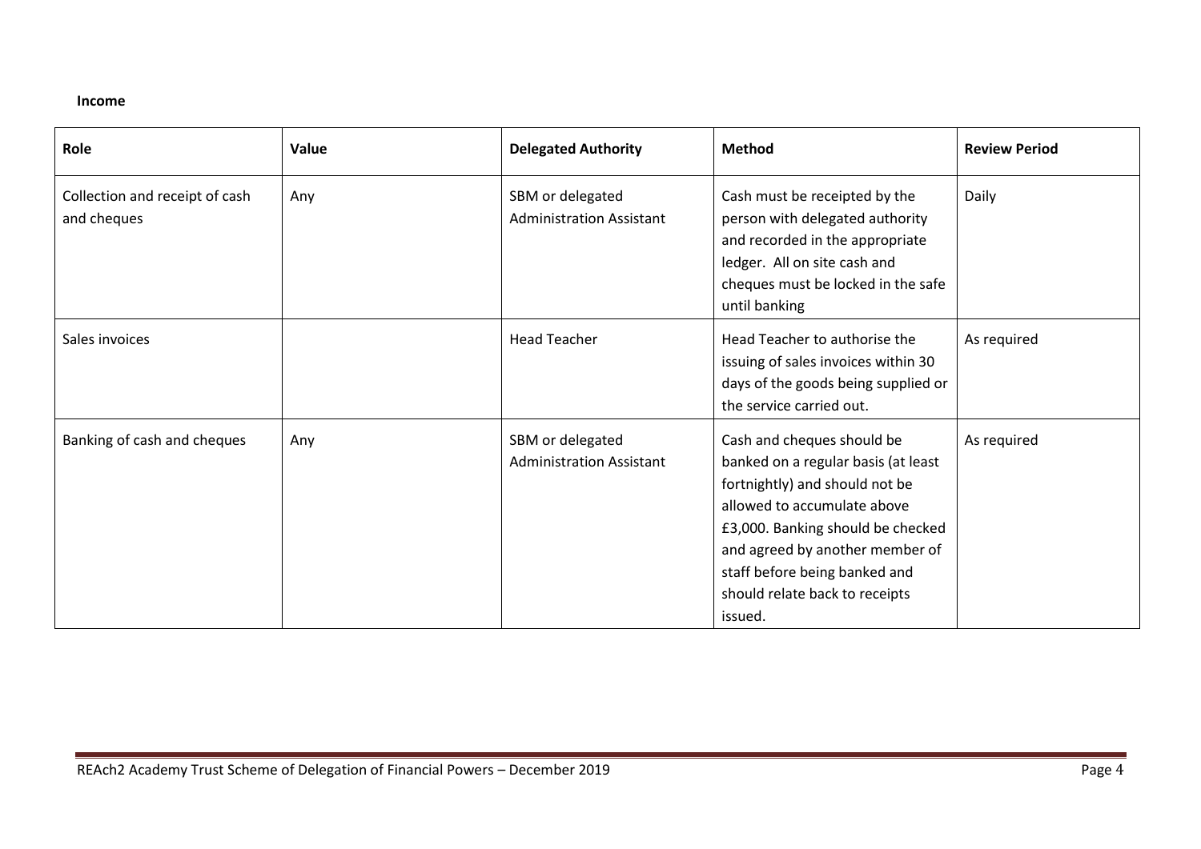**Income**

| Role | Value | Delegated Authority | Method | Review Period |
|---|---|---|---|---|
| Collection and receipt of cash and cheques | Any | SBM or delegated Administration Assistant | Cash must be receipted by the person with delegated authority and recorded in the appropriate ledger. All on site cash and cheques must be locked in the safe until banking | Daily |
| Sales invoices | | Head Teacher | Head Teacher to authorise the issuing of sales invoices within 30 days of the goods being supplied or the service carried out. | As required |
| Banking of cash and cheques | Any | SBM or delegated Administration Assistant | Cash and cheques should be banked on a regular basis (at least fortnightly) and should not be allowed to accumulate above £3,000. Banking should be checked and agreed by another member of staff before being banked and should relate back to receipts issued. | As required |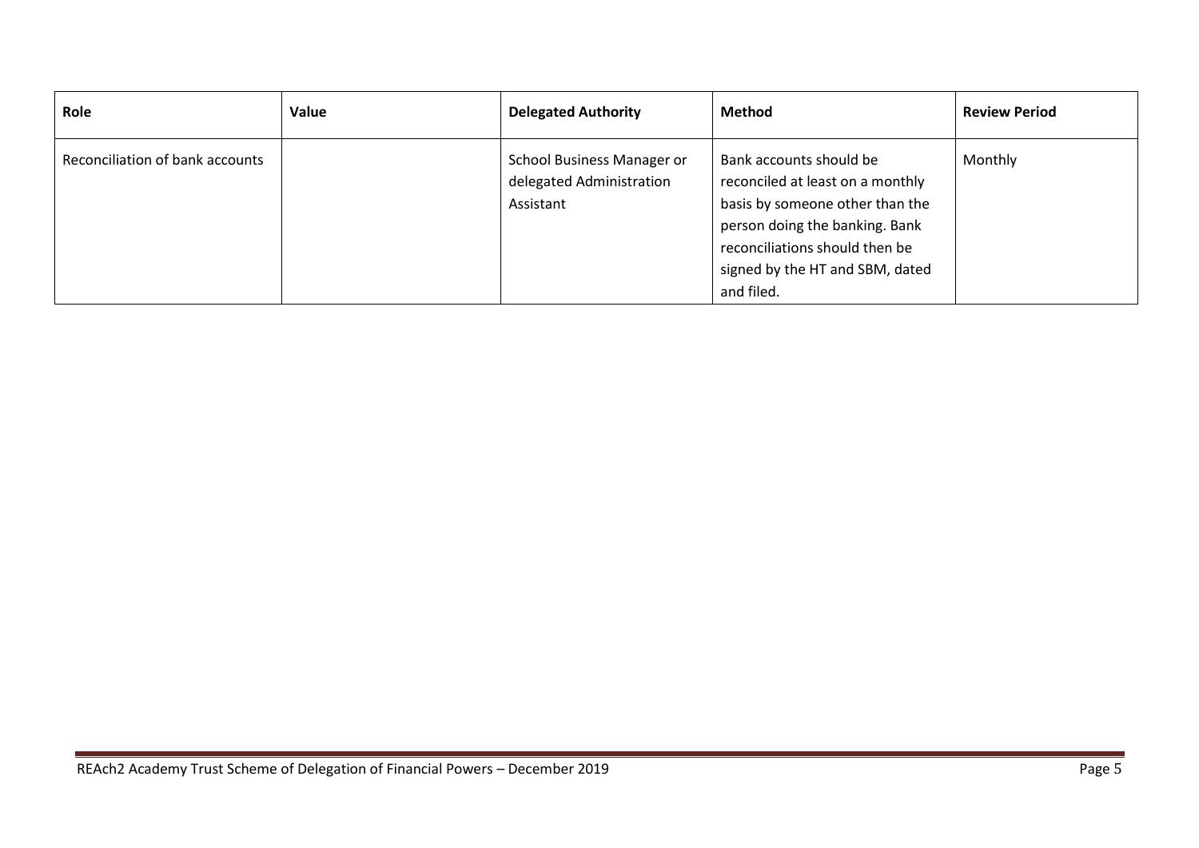| Role | Value | Delegated Authority | Method | Review Period |
|---|---|---|---|---|
| Reconciliation of bank accounts | | School Business Manager or delegated Administration Assistant | Bank accounts should be reconciled at least on a monthly basis by someone other than the person doing the banking. Bank reconciliations should then be signed by the HT and SBM, dated and filed. | Monthly |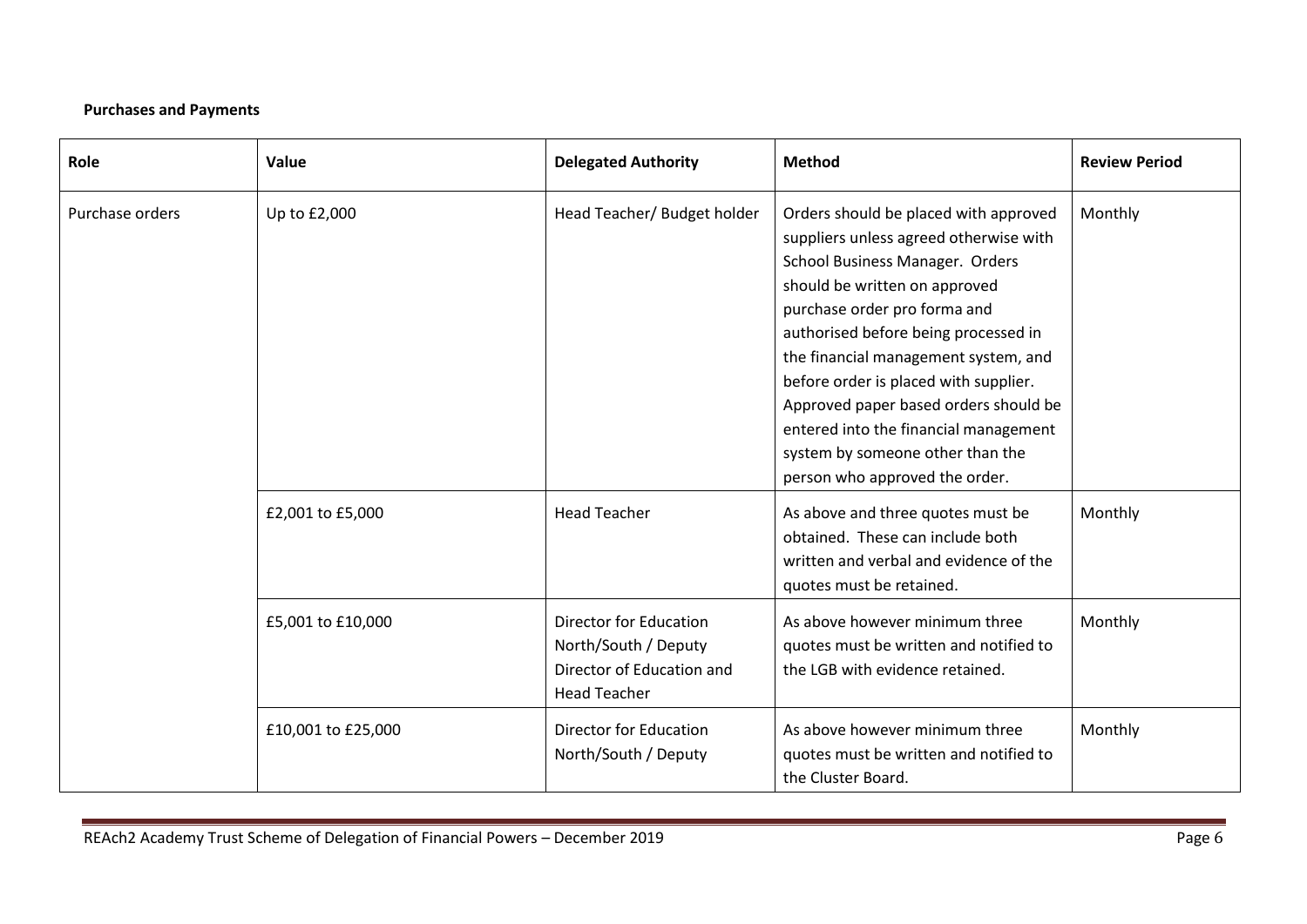**Purchases and Payments**

| Role | Value | Delegated Authority | Method | Review Period |
|---|---|---|---|---|
| Purchase orders | Up to £2,000 | Head Teacher/ Budget holder | Orders should be placed with approved suppliers unless agreed otherwise with School Business Manager. Orders should be written on approved purchase order pro forma and authorised before being processed in the financial management system, and before order is placed with supplier. Approved paper based orders should be entered into the financial management system by someone other than the person who approved the order. | Monthly |
| | £2,001 to £5,000 | Head Teacher | As above and three quotes must be obtained. These can include both written and verbal and evidence of the quotes must be retained. | Monthly |
| | £5,001 to £10,000 | Director for Education North/South / Deputy Director of Education and Head Teacher | As above however minimum three quotes must be written and notified to the LGB with evidence retained. | Monthly |
| | £10,001 to £25,000 | Director for Education North/South / Deputy | As above however minimum three quotes must be written and notified to the Cluster Board. | Monthly |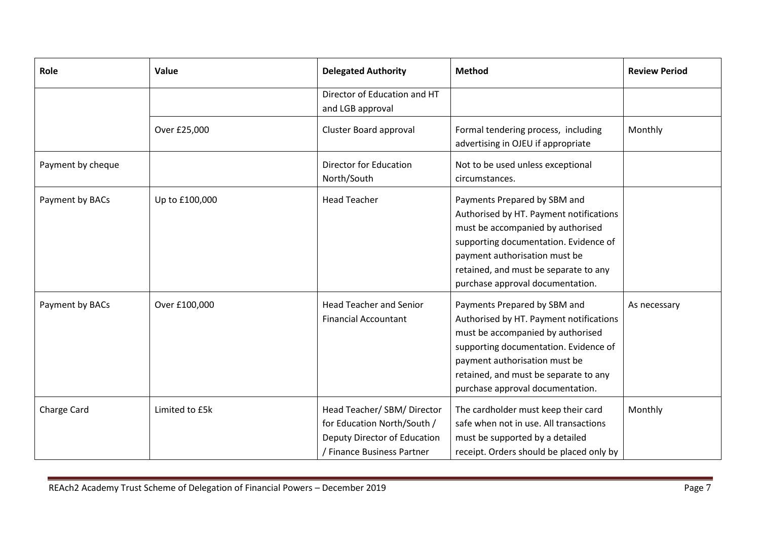| Role | Value | Delegated Authority | Method | Review Period |
|---|---|---|---|---|
| | | Director of Education and HT and LGB approval | | |
| | Over £25,000 | Cluster Board approval | Formal tendering process, including advertising in OJEU if appropriate | Monthly |
| Payment by cheque | | Director for Education North/South | Not to be used unless exceptional circumstances. | |
| Payment by BACs | Up to £100,000 | Head Teacher | Payments Prepared by SBM and Authorised by HT. Payment notifications must be accompanied by authorised supporting documentation. Evidence of payment authorisation must be retained, and must be separate to any purchase approval documentation. | |
| Payment by BACs | Over £100,000 | Head Teacher and Senior Financial Accountant | Payments Prepared by SBM and Authorised by HT. Payment notifications must be accompanied by authorised supporting documentation. Evidence of payment authorisation must be retained, and must be separate to any purchase approval documentation. | As necessary |
| Charge Card | Limited to £5k | Head Teacher/ SBM/ Director for Education North/South / Deputy Director of Education / Finance Business Partner | The cardholder must keep their card safe when not in use. All transactions must be supported by a detailed receipt. Orders should be placed only by | Monthly |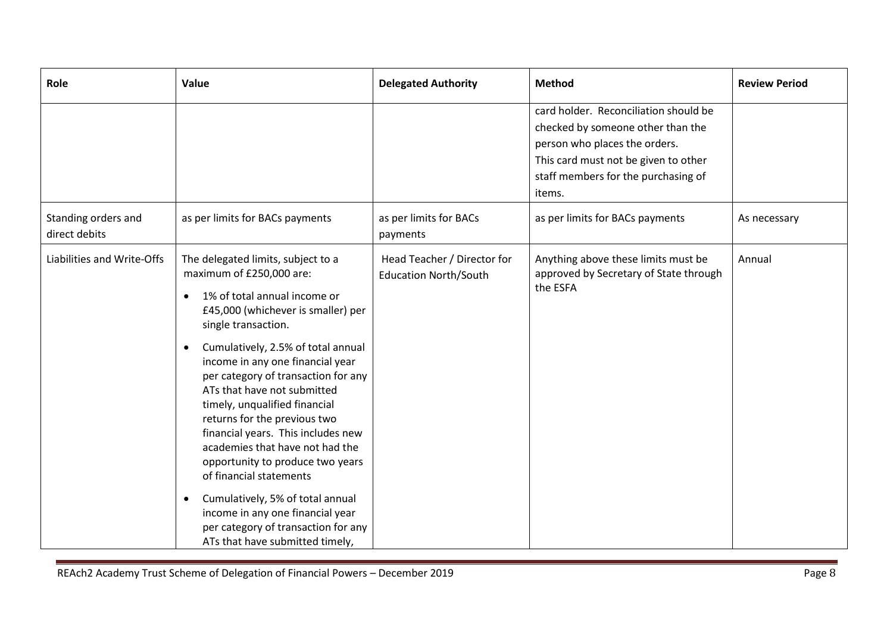| Role | Value | Delegated Authority | Method | Review Period |
|---|---|---|---|---|
| | | | card holder. Reconciliation should be checked by someone other than the person who places the orders.<br>This card must not be given to other staff members for the purchasing of items. | |
| Standing orders and direct debits | as per limits for BACs payments | as per limits for BACs payments | as per limits for BACs payments | As necessary |
| Liabilities and Write-Offs | The delegated limits, subject to a maximum of £250,000 are:<br>• 1% of total annual income or £45,000 (whichever is smaller) per single transaction.<br>• Cumulatively, 2.5% of total annual income in any one financial year per category of transaction for any ATs that have not submitted timely, unqualified financial returns for the previous two financial years. This includes new academies that have not had the opportunity to produce two years of financial statements<br>• Cumulatively, 5% of total annual income in any one financial year per category of transaction for any ATs that have submitted timely, | Head Teacher / Director for Education North/South | Anything above these limits must be approved by Secretary of State through the ESFA | Annual |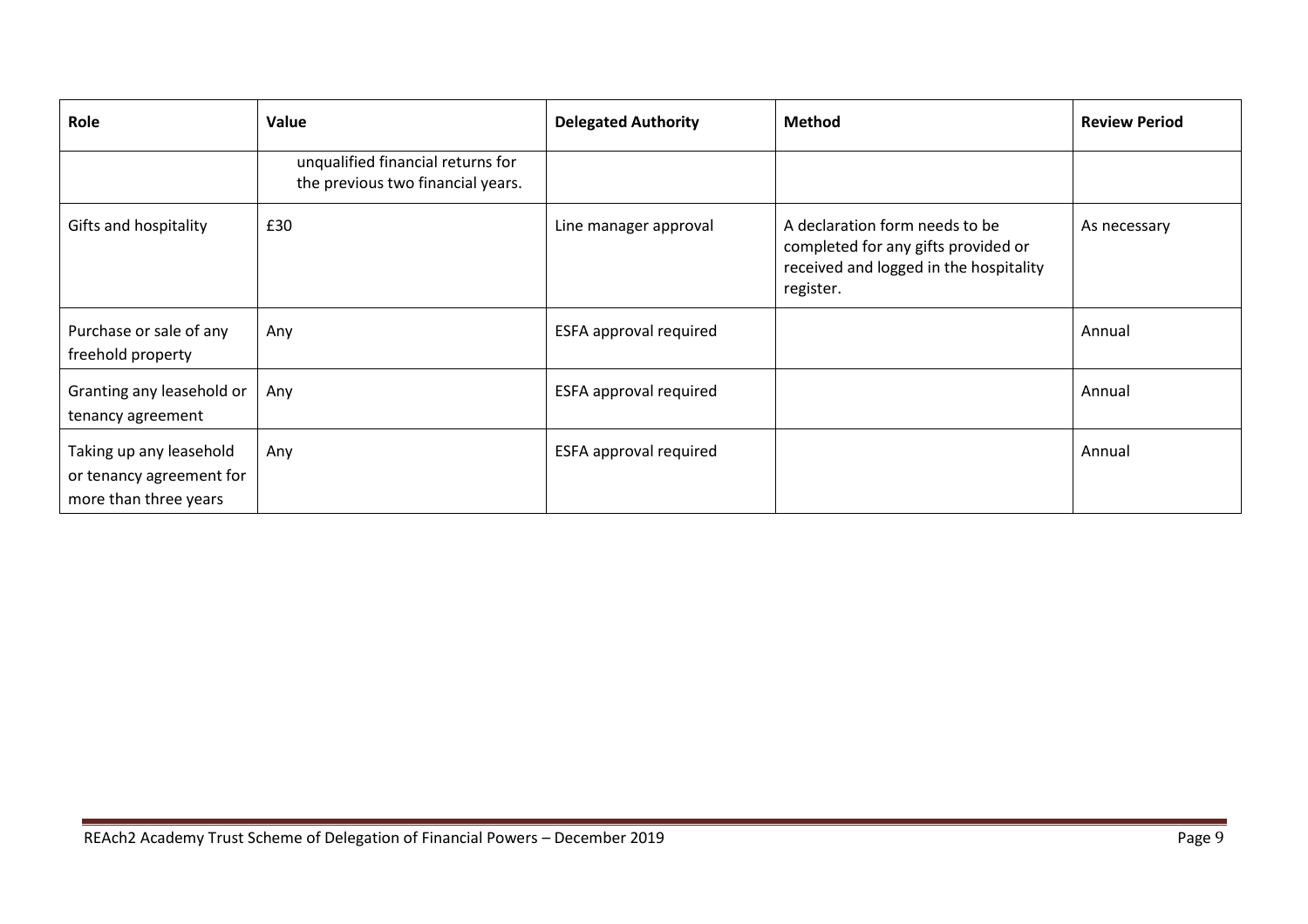| Role | Value | Delegated Authority | Method | Review Period |
|---|---|---|---|---|
| | unqualified financial returns for the previous two financial years. | | | |
| Gifts and hospitality | £30 | Line manager approval | A declaration form needs to be completed for any gifts provided or received and logged in the hospitality register. | As necessary |
| Purchase or sale of any freehold property | Any | ESFA approval required | | Annual |
| Granting any leasehold or tenancy agreement | Any | ESFA approval required | | Annual |
| Taking up any leasehold or tenancy agreement for more than three years | Any | ESFA approval required | | Annual |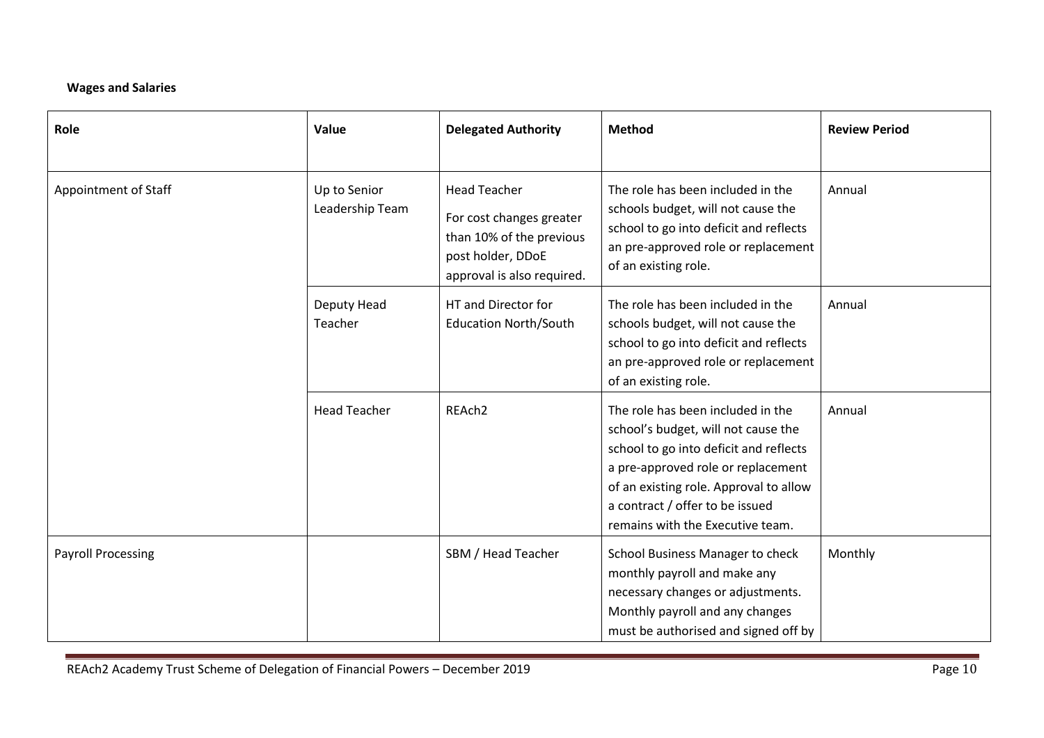**Wages and Salaries**

| Role | Value | Delegated Authority | Method | Review Period |
|---|---|---|---|---|
| Appointment of Staff | Up to Senior Leadership Team | Head Teacher<br><br>For cost changes greater than 10% of the previous post holder, DDoE approval is also required. | The role has been included in the schools budget, will not cause the school to go into deficit and reflects an pre-approved role or replacement of an existing role. | Annual |
| | Deputy Head Teacher | HT and Director for Education North/South | The role has been included in the schools budget, will not cause the school to go into deficit and reflects an pre-approved role or replacement of an existing role. | Annual |
| | Head Teacher | REAch2 | The role has been included in the school's budget, will not cause the school to go into deficit and reflects a pre-approved role or replacement of an existing role. Approval to allow a contract / offer to be issued remains with the Executive team. | Annual |
| Payroll Processing | | SBM / Head Teacher | School Business Manager to check monthly payroll and make any necessary changes or adjustments. Monthly payroll and any changes must be authorised and signed off by | Monthly |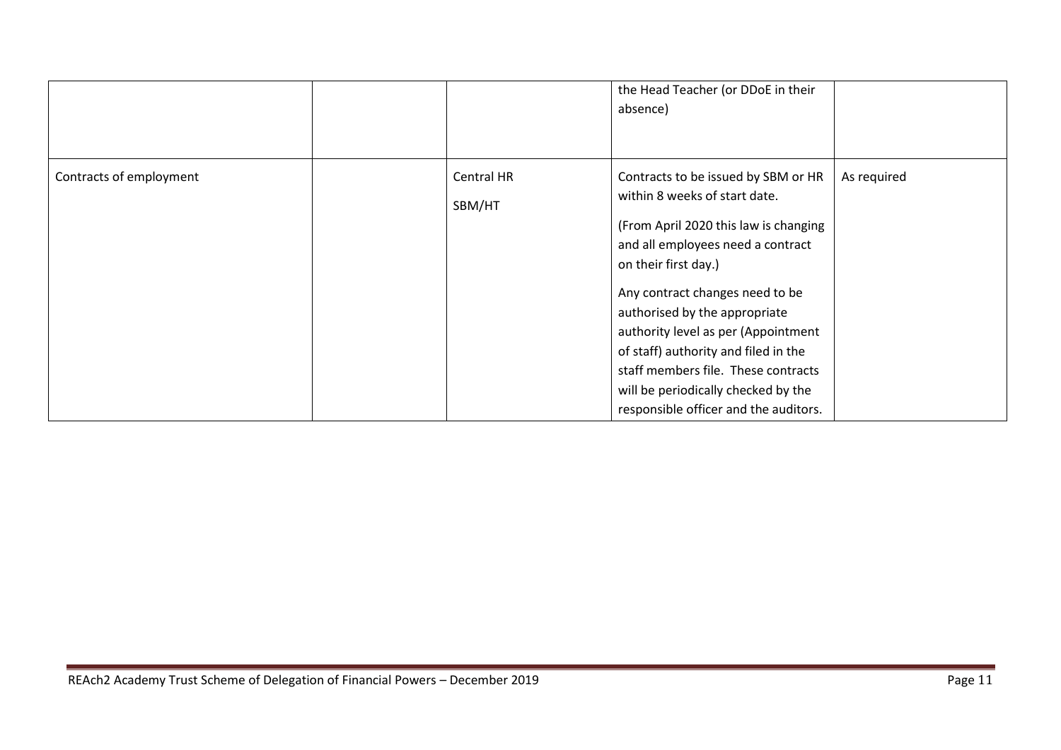|  |  |  |  |  |
|---|---|---|---|---|
|  |  |  | the Head Teacher (or DDoE in their absence) |  |
| Contracts of employment |  | Central HR<br><br>SBM/HT | Contracts to be issued by SBM or HR within 8 weeks of start date.<br><br>(From April 2020 this law is changing and all employees need a contract on their first day.)<br><br>Any contract changes need to be authorised by the appropriate authority level as per (Appointment of staff) authority and filed in the staff members file. These contracts will be periodically checked by the responsible officer and the auditors. | As required |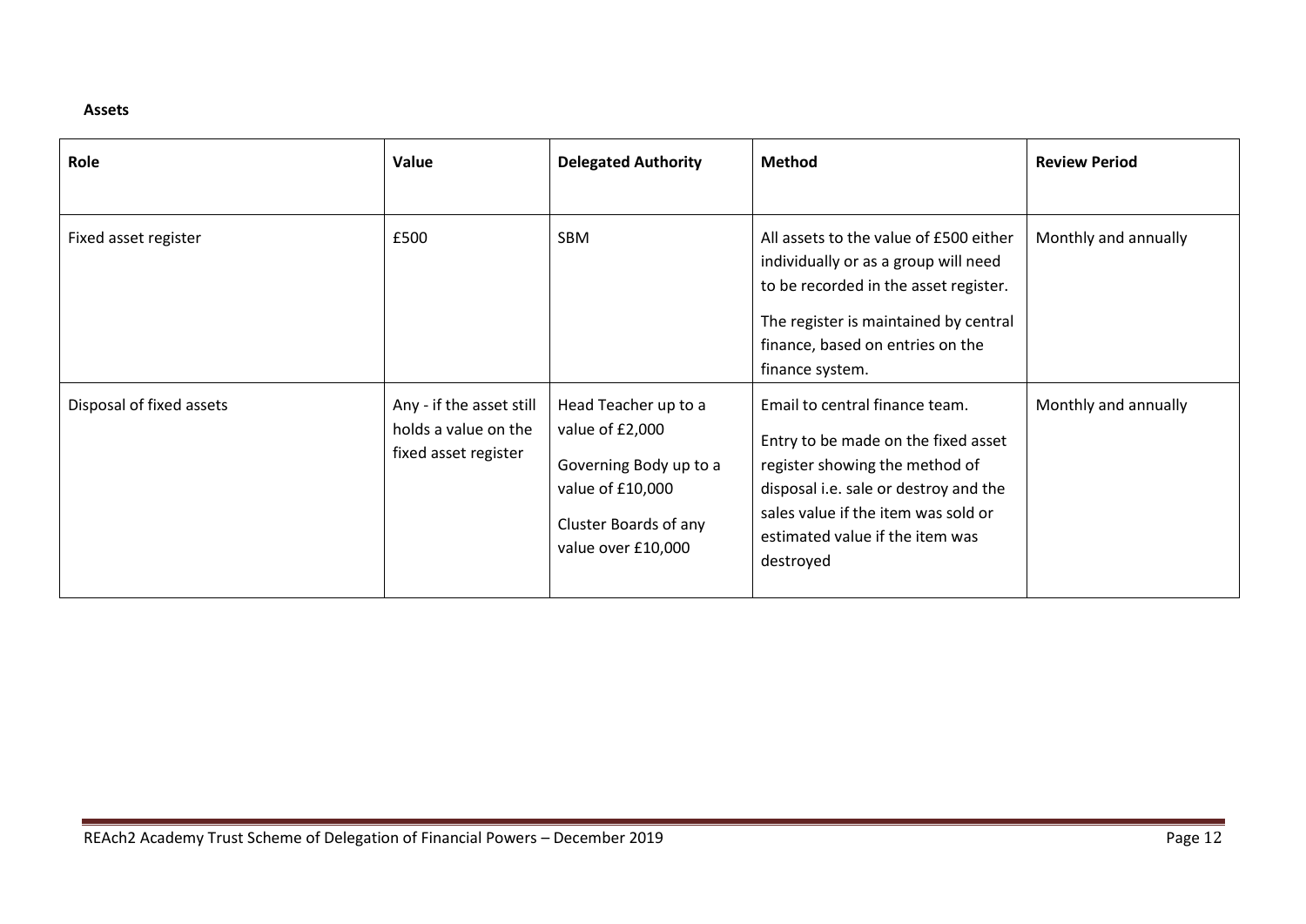**Assets**

| Role | Value | Delegated Authority | Method | Review Period |
|---|---|---|---|---|
| Fixed asset register | £500 | SBM | All assets to the value of £500 either individually or as a group will need to be recorded in the asset register.<br><br>The register is maintained by central finance, based on entries on the finance system. | Monthly and annually |
| Disposal of fixed assets | Any - if the asset still holds a value on the fixed asset register | Head Teacher up to a value of £2,000<br><br>Governing Body up to a value of £10,000<br><br>Cluster Boards of any value over £10,000 | Email to central finance team.<br><br>Entry to be made on the fixed asset register showing the method of disposal i.e. sale or destroy and the sales value if the item was sold or estimated value if the item was destroyed | Monthly and annually |